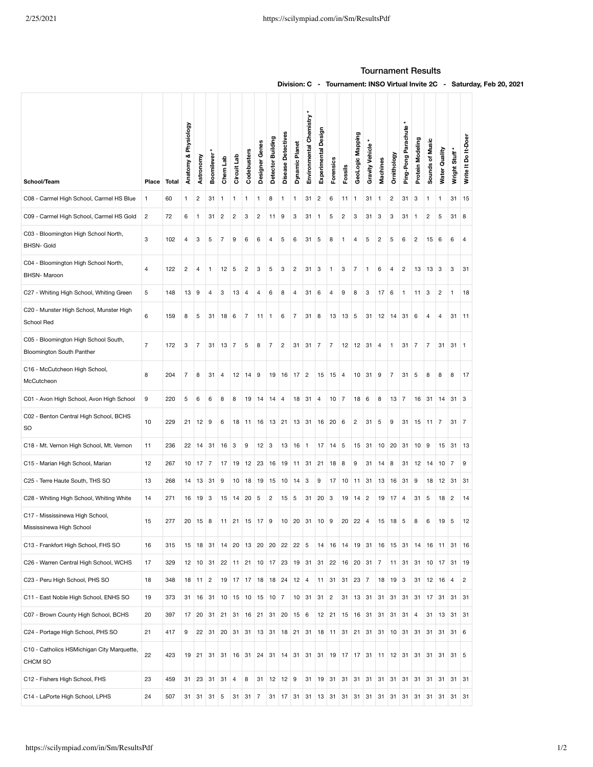## Tournament Results

**Division: C - Tournament: INSO Virtual Invite 2C - Saturday, Feb 20, 2021**

| School/Team | Place | Total | Anatomy & Physiology | Astronomy | Boomilever * | Chem Lab | Circuit Lab | Codebusters | Designer Genes | Detector Building | Disease Detectives | Dynamic Planet | Environmental Chemistry * | Experimental Design | Forensics | Fossils | GeoLogic Mapping | Gravity Vehicle * | Machines | Ornithology | Ping-Pong Parachute * | Protein Modeling | Sounds of Music | Water Quality | Wright Stuff * | Write It Do It-Doer |
|---|---|---|---|---|---|---|---|---|---|---|---|---|---|---|---|---|---|---|---|---|---|---|---|---|---|---|
| C08 - Carmel High School, Carmel HS Blue | 1 | 60 | 1 | 2 | 31 | 1 | 1 | 1 | 1 | 8 | 1 | 1 | 31 | 2 | 6 | 11 | 1 | 31 | 1 | 2 | 31 | 3 | 1 | 1 | 31 | 15 |
| C09 - Carmel High School, Carmel HS Gold | 2 | 72 | 6 | 1 | 31 | 2 | 2 | 3 | 2 | 11 | 9 | 3 | 31 | 1 | 5 | 2 | 3 | 31 | 3 | 3 | 31 | 1 | 2 | 5 | 31 | 8 |
| C03 - Bloomington High School North, BHSN- Gold | 3 | 102 | 4 | 3 | 5 | 7 | 9 | 6 | 6 | 4 | 5 | 6 | 31 | 5 | 8 | 1 | 4 | 5 | 2 | 5 | 6 | 2 | 15 | 6 | 6 | 4 |
| C04 - Bloomington High School North, BHSN- Maroon | 4 | 122 | 2 | 4 | 1 | 12 | 5 | 2 | 3 | 5 | 3 | 2 | 31 | 3 | 1 | 3 | 7 | 1 | 6 | 4 | 2 | 13 | 13 | 3 | 3 | 31 |
| C27 - Whiting High School, Whiting Green | 5 | 148 | 13 | 9 | 4 | 3 | 13 | 4 | 4 | 6 | 8 | 4 | 31 | 6 | 4 | 9 | 8 | 3 | 17 | 6 | 1 | 11 | 3 | 2 | 1 | 18 |
| C20 - Munster High School, Munster High School Red | 6 | 159 | 8 | 5 | 31 | 18 | 6 | 7 | 11 | 1 | 6 | 7 | 31 | 8 | 13 | 13 | 5 | 31 | 12 | 14 | 31 | 6 | 4 | 4 | 31 | 11 |
| C05 - Bloomington High School South, Bloomington South Panther | 7 | 172 | 3 | 7 | 31 | 13 | 7 | 5 | 8 | 7 | 2 | 31 | 31 | 7 | 7 | 12 | 12 | 31 | 4 | 1 | 31 | 7 | 7 | 31 | 31 | 1 |
| C16 - McCutcheon High School, McCutcheon | 8 | 204 | 7 | 8 | 31 | 4 | 12 | 14 | 9 | 19 | 16 | 17 | 2 | 15 | 15 | 4 | 10 | 31 | 9 | 7 | 31 | 5 | 8 | 8 | 8 | 17 |
| C01 - Avon High School, Avon High School | 9 | 220 | 5 | 6 | 6 | 8 | 8 | 19 | 14 | 14 | 4 | 18 | 31 | 4 | 10 | 7 | 18 | 6 | 8 | 13 | 7 | 16 | 31 | 14 | 31 | 3 |
| C02 - Benton Central High School, BCHS SO | 10 | 229 | 21 | 12 | 9 | 6 | 18 | 11 | 16 | 13 | 21 | 13 | 31 | 16 | 20 | 6 | 2 | 31 | 5 | 9 | 31 | 15 | 11 | 7 | 31 | 7 |
| C18 - Mt. Vernon High School, Mt. Vernon | 11 | 236 | 22 | 14 | 31 | 16 | 3 | 9 | 12 | 3 | 13 | 16 | 1 | 17 | 14 | 5 | 15 | 31 | 10 | 20 | 31 | 10 | 9 | 15 | 31 | 13 |
| C15 - Marian High School, Marian | 12 | 267 | 10 | 17 | 7 | 17 | 19 | 12 | 23 | 16 | 19 | 11 | 31 | 21 | 18 | 8 | 9 | 31 | 14 | 8 | 31 | 12 | 14 | 10 | 7 | 9 |
| C25 - Terre Haute South, THS SO | 13 | 268 | 14 | 13 | 31 | 9 | 10 | 18 | 19 | 15 | 10 | 14 | 3 | 9 | 17 | 10 | 11 | 31 | 13 | 16 | 31 | 9 | 18 | 12 | 31 | 31 |
| C28 - Whiting High School, Whiting White | 14 | 271 | 16 | 19 | 3 | 15 | 14 | 20 | 5 | 2 | 15 | 5 | 31 | 20 | 3 | 19 | 14 | 2 | 19 | 17 | 4 | 31 | 5 | 18 | 2 | 14 |
| C17 - Mississinewa High School, Mississinewa High School | 15 | 277 | 20 | 15 | 8 | 11 | 21 | 15 | 17 | 9 | 10 | 20 | 31 | 10 | 9 | 20 | 22 | 4 | 15 | 18 | 5 | 8 | 6 | 19 | 5 | 12 |
| C13 - Frankfort High School, FHS SO | 16 | 315 | 15 | 18 | 31 | 14 | 20 | 13 | 20 | 20 | 22 | 22 | 5 | 14 | 16 | 14 | 19 | 31 | 16 | 15 | 31 | 14 | 16 | 11 | 31 | 16 |
| C26 - Warren Central High School, WCHS | 17 | 329 | 12 | 10 | 31 | 22 | 11 | 21 | 10 | 17 | 23 | 19 | 31 | 31 | 22 | 16 | 20 | 31 | 7 | 11 | 31 | 31 | 10 | 17 | 31 | 19 |
| C23 - Peru High School, PHS SO | 18 | 348 | 18 | 11 | 2 | 19 | 17 | 17 | 18 | 18 | 24 | 12 | 4 | 11 | 31 | 31 | 23 | 7 | 18 | 19 | 3 | 31 | 12 | 16 | 4 | 2 |
| C11 - East Noble High School, ENHS SO | 19 | 373 | 31 | 16 | 31 | 10 | 15 | 10 | 15 | 10 | 7 | 10 | 31 | 31 | 2 | 31 | 13 | 31 | 31 | 31 | 31 | 31 | 17 | 31 | 31 | 31 |
| C07 - Brown County High School, BCHS | 20 | 397 | 17 | 20 | 31 | 21 | 31 | 16 | 21 | 31 | 20 | 15 | 6 | 12 | 21 | 15 | 16 | 31 | 31 | 31 | 31 | 4 | 31 | 13 | 31 | 31 |
| C24 - Portage High School, PHS SO | 21 | 417 | 9 | 22 | 31 | 20 | 31 | 31 | 13 | 31 | 18 | 21 | 31 | 18 | 11 | 31 | 21 | 31 | 31 | 10 | 31 | 31 | 31 | 31 | 31 | 6 |
| C10 - Catholics HSMichigan City Marquette, CHCM SO | 22 | 423 | 19 | 21 | 31 | 31 | 16 | 31 | 24 | 31 | 14 | 31 | 31 | 31 | 19 | 17 | 17 | 31 | 11 | 12 | 31 | 31 | 31 | 31 | 31 | 5 |
| C12 - Fishers High School, FHS | 23 | 459 | 31 | 23 | 31 | 31 | 4 | 8 | 31 | 12 | 12 | 9 | 31 | 19 | 31 | 31 | 31 | 31 | 31 | 31 | 31 | 31 | 31 | 31 | 31 | 31 |
| C14 - LaPorte High School, LPHS | 24 | 507 | 31 | 31 | 31 | 5 | 31 | 31 | 7 | 31 | 17 | 31 | 31 | 13 | 31 | 31 | 31 | 31 | 31 | 31 | 31 | 31 | 31 | 31 | 31 | 31 |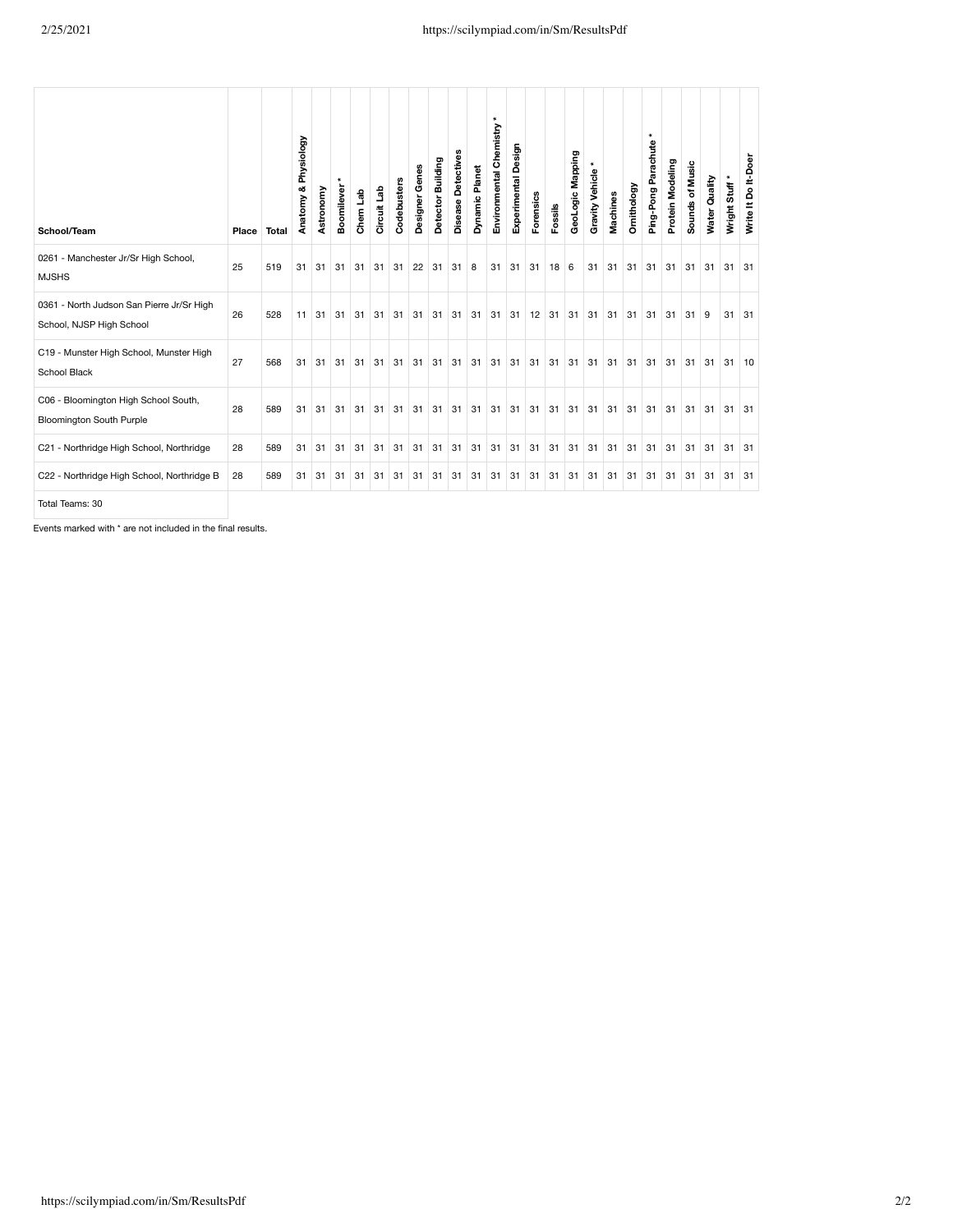| School/Team | Place | Total | Anatomy & Physiology | Astronomy | Boomilever * | Chem Lab | Circuit Lab | Codebusters | Designer Genes | Detector Building | Disease Detectives | Dynamic Planet | Environmental Chemistry * | Experimental Design | Forensics | Fossils | GeoLogic Mapping | Gravity Vehicle * | Machines | Ornithology | Ping-Pong Parachute * | Protein Modeling | Sounds of Music | Water Quality | Wright Stuff * | Write It Do It-Doer |
|---|---|---|---|---|---|---|---|---|---|---|---|---|---|---|---|---|---|---|---|---|---|---|---|---|---|---|
| 0261 - Manchester Jr/Sr High School, MJSHS | 25 | 519 | 31 | 31 | 31 | 31 | 31 | 31 | 22 | 31 | 31 | 8 | 31 | 31 | 31 | 18 | 6 | 31 | 31 | 31 | 31 | 31 | 31 | 31 | 31 | 31 |
| 0361 - North Judson San Pierre Jr/Sr High School, NJSP High School | 26 | 528 | 11 | 31 | 31 | 31 | 31 | 31 | 31 | 31 | 31 | 31 | 31 | 31 | 12 | 31 | 31 | 31 | 31 | 31 | 31 | 31 | 31 | 9 | 31 | 31 |
| C19 - Munster High School, Munster High School Black | 27 | 568 | 31 | 31 | 31 | 31 | 31 | 31 | 31 | 31 | 31 | 31 | 31 | 31 | 31 | 31 | 31 | 31 | 31 | 31 | 31 | 31 | 31 | 31 | 31 | 10 |
| C06 - Bloomington High School South, Bloomington South Purple | 28 | 589 | 31 | 31 | 31 | 31 | 31 | 31 | 31 | 31 | 31 | 31 | 31 | 31 | 31 | 31 | 31 | 31 | 31 | 31 | 31 | 31 | 31 | 31 | 31 | 31 |
| C21 - Northridge High School, Northridge | 28 | 589 | 31 | 31 | 31 | 31 | 31 | 31 | 31 | 31 | 31 | 31 | 31 | 31 | 31 | 31 | 31 | 31 | 31 | 31 | 31 | 31 | 31 | 31 | 31 | 31 |
| C22 - Northridge High School, Northridge B | 28 | 589 | 31 | 31 | 31 | 31 | 31 | 31 | 31 | 31 | 31 | 31 | 31 | 31 | 31 | 31 | 31 | 31 | 31 | 31 | 31 | 31 | 31 | 31 | 31 | 31 |
| Total Teams: 30 | | | | | | | | | | | | | | | | | | | | | | | | | | |

Events marked with * are not included in the final results.